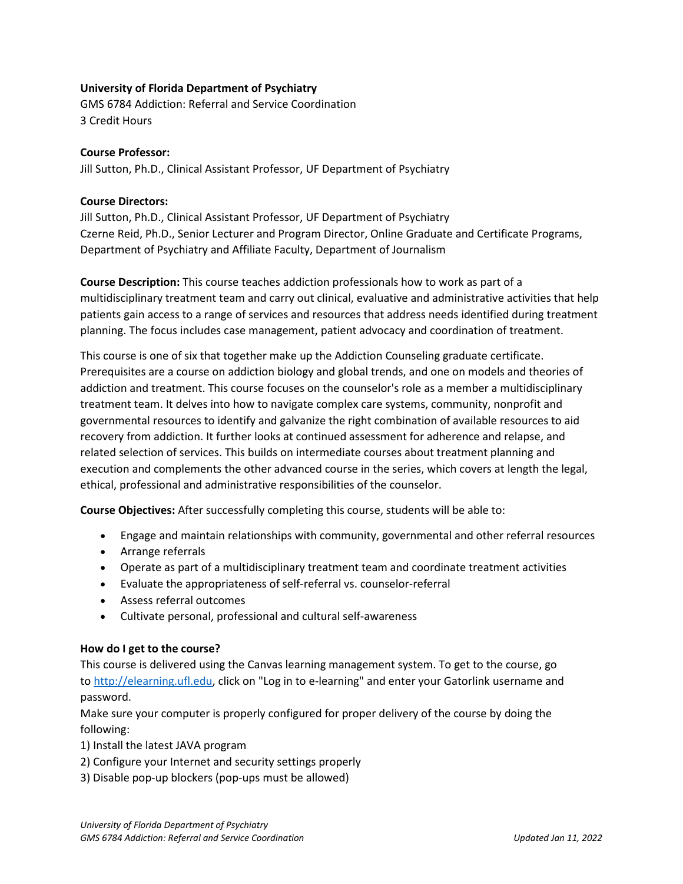**University of Florida Department of Psychiatry**

GMS 6784 Addiction: Referral and Service Coordination

3 Credit Hours

**Course Professor:**

Jill Sutton, Ph.D., Clinical Assistant Professor, UF Department of Psychiatry

**Course Directors:**

Jill Sutton, Ph.D., Clinical Assistant Professor, UF Department of Psychiatry

Czerne Reid, Ph.D., Senior Lecturer and Program Director, Online Graduate and Certificate Programs, Department of Psychiatry and Affiliate Faculty, Department of Journalism

**Course Description:** This course teaches addiction professionals how to work as part of a multidisciplinary treatment team and carry out clinical, evaluative and administrative activities that help patients gain access to a range of services and resources that address needs identified during treatment planning. The focus includes case management, patient advocacy and coordination of treatment.

This course is one of six that together make up the Addiction Counseling graduate certificate. Prerequisites are a course on addiction biology and global trends, and one on models and theories of addiction and treatment. This course focuses on the counselor's role as a member a multidisciplinary treatment team. It delves into how to navigate complex care systems, community, nonprofit and governmental resources to identify and galvanize the right combination of available resources to aid recovery from addiction. It further looks at continued assessment for adherence and relapse, and related selection of services. This builds on intermediate courses about treatment planning and execution and complements the other advanced course in the series, which covers at length the legal, ethical, professional and administrative responsibilities of the counselor.

**Course Objectives:** After successfully completing this course, students will be able to:

- Engage and maintain relationships with community, governmental and other referral resources
- Arrange referrals
- Operate as part of a multidisciplinary treatment team and coordinate treatment activities
- Evaluate the appropriateness of self-referral vs. counselor-referral
- Assess referral outcomes
- Cultivate personal, professional and cultural self-awareness

**How do I get to the course?**

This course is delivered using the Canvas learning management system. To get to the course, go to [http://elearning.ufl.edu](http://elearning.ufl.edu), click on "Log in to e-learning" and enter your Gatorlink username and password.

Make sure your computer is properly configured for proper delivery of the course by doing the following:

1) Install the latest JAVA program
2) Configure your Internet and security settings properly
3) Disable pop-up blockers (pop-ups must be allowed)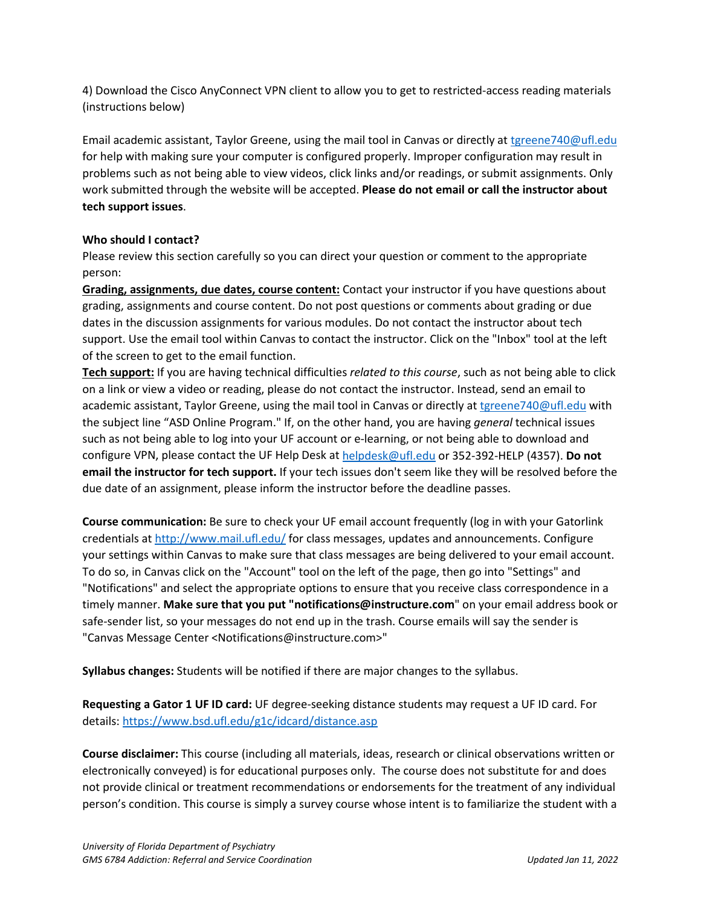4) Download the Cisco AnyConnect VPN client to allow you to get to restricted-access reading materials (instructions below)

Email academic assistant, Taylor Greene, using the mail tool in Canvas or directly at tgreene740@ufl.edu for help with making sure your computer is configured properly. Improper configuration may result in problems such as not being able to view videos, click links and/or readings, or submit assignments. Only work submitted through the website will be accepted. **Please do not email or call the instructor about tech support issues**.

**Who should I contact?**
Please review this section carefully so you can direct your question or comment to the appropriate person:

**Grading, assignments, due dates, course content:** Contact your instructor if you have questions about grading, assignments and course content. Do not post questions or comments about grading or due dates in the discussion assignments for various modules. Do not contact the instructor about tech support. Use the email tool within Canvas to contact the instructor. Click on the "Inbox" tool at the left of the screen to get to the email function.

**Tech support:** If you are having technical difficulties *related to this course*, such as not being able to click on a link or view a video or reading, please do not contact the instructor. Instead, send an email to academic assistant, Taylor Greene, using the mail tool in Canvas or directly at tgreene740@ufl.edu with the subject line "ASD Online Program." If, on the other hand, you are having *general* technical issues such as not being able to log into your UF account or e-learning, or not being able to download and configure VPN, please contact the UF Help Desk at helpdesk@ufl.edu or 352-392-HELP (4357). **Do not email the instructor for tech support.** If your tech issues don't seem like they will be resolved before the due date of an assignment, please inform the instructor before the deadline passes.

**Course communication:** Be sure to check your UF email account frequently (log in with your Gatorlink credentials at http://www.mail.ufl.edu/ for class messages, updates and announcements. Configure your settings within Canvas to make sure that class messages are being delivered to your email account. To do so, in Canvas click on the "Account" tool on the left of the page, then go into "Settings" and "Notifications" and select the appropriate options to ensure that you receive class correspondence in a timely manner. **Make sure that you put "notifications@instructure.com**" on your email address book or safe-sender list, so your messages do not end up in the trash. Course emails will say the sender is "Canvas Message Center <Notifications@instructure.com>"

**Syllabus changes:** Students will be notified if there are major changes to the syllabus.

**Requesting a Gator 1 UF ID card:** UF degree-seeking distance students may request a UF ID card. For details: https://www.bsd.ufl.edu/g1c/idcard/distance.asp

**Course disclaimer:** This course (including all materials, ideas, research or clinical observations written or electronically conveyed) is for educational purposes only. The course does not substitute for and does not provide clinical or treatment recommendations or endorsements for the treatment of any individual person's condition. This course is simply a survey course whose intent is to familiarize the student with a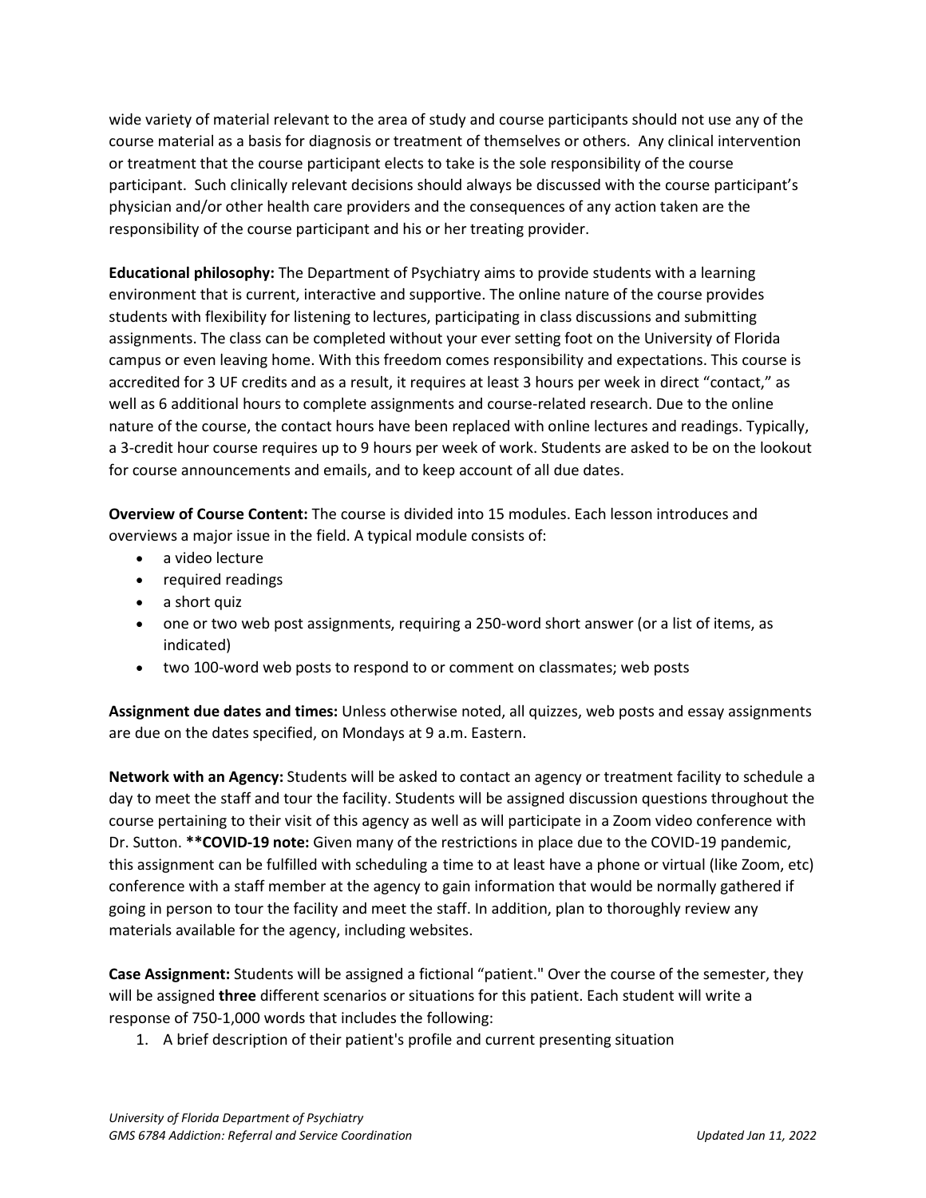wide variety of material relevant to the area of study and course participants should not use any of the course material as a basis for diagnosis or treatment of themselves or others. Any clinical intervention or treatment that the course participant elects to take is the sole responsibility of the course participant. Such clinically relevant decisions should always be discussed with the course participant's physician and/or other health care providers and the consequences of any action taken are the responsibility of the course participant and his or her treating provider.

**Educational philosophy:** The Department of Psychiatry aims to provide students with a learning environment that is current, interactive and supportive. The online nature of the course provides students with flexibility for listening to lectures, participating in class discussions and submitting assignments. The class can be completed without your ever setting foot on the University of Florida campus or even leaving home. With this freedom comes responsibility and expectations. This course is accredited for 3 UF credits and as a result, it requires at least 3 hours per week in direct "contact," as well as 6 additional hours to complete assignments and course-related research. Due to the online nature of the course, the contact hours have been replaced with online lectures and readings. Typically, a 3-credit hour course requires up to 9 hours per week of work. Students are asked to be on the lookout for course announcements and emails, and to keep account of all due dates.

**Overview of Course Content:** The course is divided into 15 modules. Each lesson introduces and overviews a major issue in the field. A typical module consists of:

- a video lecture
- required readings
- a short quiz
- one or two web post assignments, requiring a 250-word short answer (or a list of items, as indicated)
- two 100-word web posts to respond to or comment on classmates; web posts

**Assignment due dates and times:** Unless otherwise noted, all quizzes, web posts and essay assignments are due on the dates specified, on Mondays at 9 a.m. Eastern.

**Network with an Agency:** Students will be asked to contact an agency or treatment facility to schedule a day to meet the staff and tour the facility. Students will be assigned discussion questions throughout the course pertaining to their visit of this agency as well as will participate in a Zoom video conference with Dr. Sutton. **\*\*COVID-19 note:** Given many of the restrictions in place due to the COVID-19 pandemic, this assignment can be fulfilled with scheduling a time to at least have a phone or virtual (like Zoom, etc) conference with a staff member at the agency to gain information that would be normally gathered if going in person to tour the facility and meet the staff. In addition, plan to thoroughly review any materials available for the agency, including websites.

**Case Assignment:** Students will be assigned a fictional "patient." Over the course of the semester, they will be assigned **three** different scenarios or situations for this patient. Each student will write a response of 750-1,000 words that includes the following:

1. A brief description of their patient's profile and current presenting situation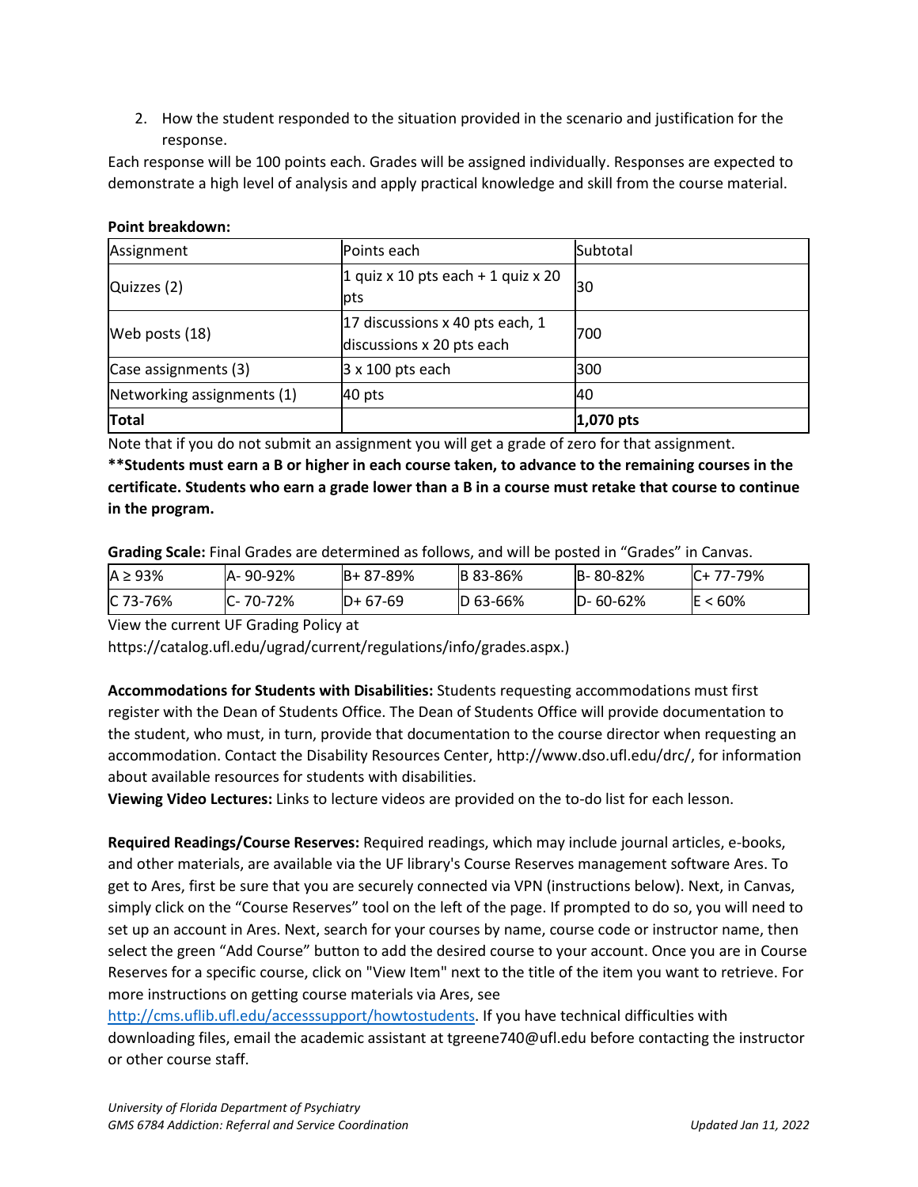2. How the student responded to the situation provided in the scenario and justification for the response.

Each response will be 100 points each. Grades will be assigned individually. Responses are expected to demonstrate a high level of analysis and apply practical knowledge and skill from the course material.

**Point breakdown:**

| Assignment | Points each | Subtotal |
|---|---|---|
| Quizzes (2) | 1 quiz x 10 pts each + 1 quiz x 20 pts | 30 |
| Web posts (18) | 17 discussions x 40 pts each, 1 discussions x 20 pts each | 700 |
| Case assignments (3) | 3 x 100 pts each | 300 |
| Networking assignments (1) | 40 pts | 40 |
| **Total** | | **1,070 pts** |

Note that if you do not submit an assignment you will get a grade of zero for that assignment.

****Students must earn a B or higher in each course taken, to advance to the remaining courses in the certificate. Students who earn a grade lower than a B in a course must retake that course to continue in the program.**

**Grading Scale:** Final Grades are determined as follows, and will be posted in "Grades" in Canvas.

| A ≥ 93% | A- 90-92% | B+ 87-89% | B 83-86% | B- 80-82% | C+ 77-79% |
|---|---|---|---|---|---|
| C 73-76% | C- 70-72% | D+ 67-69 | D 63-66% | D- 60-62% | E < 60% |

View the current UF Grading Policy at https://catalog.ufl.edu/ugrad/current/regulations/info/grades.aspx.)

**Accommodations for Students with Disabilities:** Students requesting accommodations must first register with the Dean of Students Office. The Dean of Students Office will provide documentation to the student, who must, in turn, provide that documentation to the course director when requesting an accommodation. Contact the Disability Resources Center, http://www.dso.ufl.edu/drc/, for information about available resources for students with disabilities.

**Viewing Video Lectures:** Links to lecture videos are provided on the to-do list for each lesson.

**Required Readings/Course Reserves:** Required readings, which may include journal articles, e-books, and other materials, are available via the UF library's Course Reserves management software Ares. To get to Ares, first be sure that you are securely connected via VPN (instructions below). Next, in Canvas, simply click on the "Course Reserves" tool on the left of the page. If prompted to do so, you will need to set up an account in Ares. Next, search for your courses by name, course code or instructor name, then select the green "Add Course" button to add the desired course to your account. Once you are in Course Reserves for a specific course, click on "View Item" next to the title of the item you want to retrieve. For more instructions on getting course materials via Ares, see http://cms.uflib.ufl.edu/accesssupport/howtostudents. If you have technical difficulties with downloading files, email the academic assistant at tgreene740@ufl.edu before contacting the instructor or other course staff.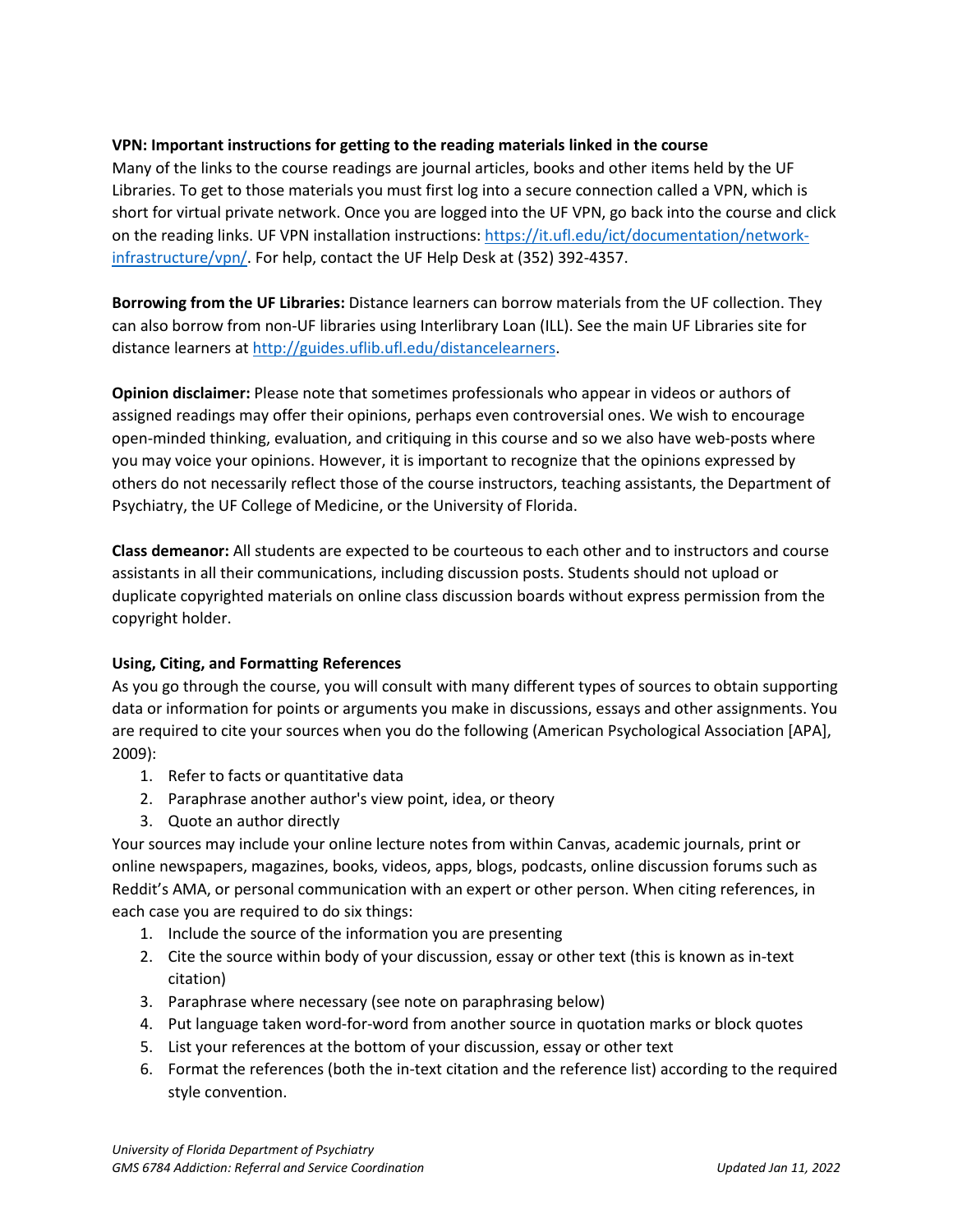**VPN: Important instructions for getting to the reading materials linked in the course**

Many of the links to the course readings are journal articles, books and other items held by the UF Libraries. To get to those materials you must first log into a secure connection called a VPN, which is short for virtual private network. Once you are logged into the UF VPN, go back into the course and click on the reading links. UF VPN installation instructions: https://it.ufl.edu/ict/documentation/network-infrastructure/vpn/. For help, contact the UF Help Desk at (352) 392-4357.

**Borrowing from the UF Libraries:** Distance learners can borrow materials from the UF collection. They can also borrow from non-UF libraries using Interlibrary Loan (ILL). See the main UF Libraries site for distance learners at http://guides.uflib.ufl.edu/distancelearners.

**Opinion disclaimer:** Please note that sometimes professionals who appear in videos or authors of assigned readings may offer their opinions, perhaps even controversial ones. We wish to encourage open-minded thinking, evaluation, and critiquing in this course and so we also have web-posts where you may voice your opinions. However, it is important to recognize that the opinions expressed by others do not necessarily reflect those of the course instructors, teaching assistants, the Department of Psychiatry, the UF College of Medicine, or the University of Florida.

**Class demeanor:** All students are expected to be courteous to each other and to instructors and course assistants in all their communications, including discussion posts. Students should not upload or duplicate copyrighted materials on online class discussion boards without express permission from the copyright holder.

**Using, Citing, and Formatting References**

As you go through the course, you will consult with many different types of sources to obtain supporting data or information for points or arguments you make in discussions, essays and other assignments. You are required to cite your sources when you do the following (American Psychological Association [APA], 2009):

1. Refer to facts or quantitative data
2. Paraphrase another author's view point, idea, or theory
3. Quote an author directly

Your sources may include your online lecture notes from within Canvas, academic journals, print or online newspapers, magazines, books, videos, apps, blogs, podcasts, online discussion forums such as Reddit's AMA, or personal communication with an expert or other person. When citing references, in each case you are required to do six things:

1. Include the source of the information you are presenting
2. Cite the source within body of your discussion, essay or other text (this is known as in-text citation)
3. Paraphrase where necessary (see note on paraphrasing below)
4. Put language taken word-for-word from another source in quotation marks or block quotes
5. List your references at the bottom of your discussion, essay or other text
6. Format the references (both the in-text citation and the reference list) according to the required style convention.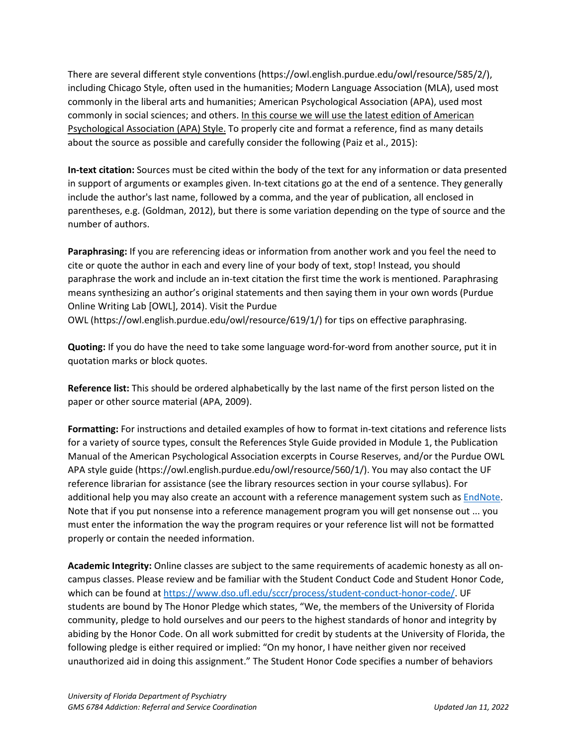There are several different style conventions (https://owl.english.purdue.edu/owl/resource/585/2/), including Chicago Style, often used in the humanities; Modern Language Association (MLA), used most commonly in the liberal arts and humanities; American Psychological Association (APA), used most commonly in social sciences; and others. <u>In this course we will use the latest edition of American Psychological Association (APA) Style.</u> To properly cite and format a reference, find as many details about the source as possible and carefully consider the following (Paiz et al., 2015):

**In-text citation:** Sources must be cited within the body of the text for any information or data presented in support of arguments or examples given. In-text citations go at the end of a sentence. They generally include the author's last name, followed by a comma, and the year of publication, all enclosed in parentheses, e.g. (Goldman, 2012), but there is some variation depending on the type of source and the number of authors.

**Paraphrasing:** If you are referencing ideas or information from another work and you feel the need to cite or quote the author in each and every line of your body of text, stop! Instead, you should paraphrase the work and include an in-text citation the first time the work is mentioned. Paraphrasing means synthesizing an author's original statements and then saying them in your own words (Purdue Online Writing Lab [OWL], 2014). Visit the Purdue OWL (https://owl.english.purdue.edu/owl/resource/619/1/) for tips on effective paraphrasing.

**Quoting:** If you do have the need to take some language word-for-word from another source, put it in quotation marks or block quotes.

**Reference list:** This should be ordered alphabetically by the last name of the first person listed on the paper or other source material (APA, 2009).

**Formatting:** For instructions and detailed examples of how to format in-text citations and reference lists for a variety of source types, consult the References Style Guide provided in Module 1, the Publication Manual of the American Psychological Association excerpts in Course Reserves, and/or the Purdue OWL APA style guide (https://owl.english.purdue.edu/owl/resource/560/1/). You may also contact the UF reference librarian for assistance (see the library resources section in your course syllabus). For additional help you may also create an account with a reference management system such as [EndNote](). Note that if you put nonsense into a reference management program you will get nonsense out ... you must enter the information the way the program requires or your reference list will not be formatted properly or contain the needed information.

**Academic Integrity:** Online classes are subject to the same requirements of academic honesty as all on-campus classes. Please review and be familiar with the Student Conduct Code and Student Honor Code, which can be found at https://www.dso.ufl.edu/sccr/process/student-conduct-honor-code/. UF students are bound by The Honor Pledge which states, "We, the members of the University of Florida community, pledge to hold ourselves and our peers to the highest standards of honor and integrity by abiding by the Honor Code. On all work submitted for credit by students at the University of Florida, the following pledge is either required or implied: "On my honor, I have neither given nor received unauthorized aid in doing this assignment." The Student Honor Code specifies a number of behaviors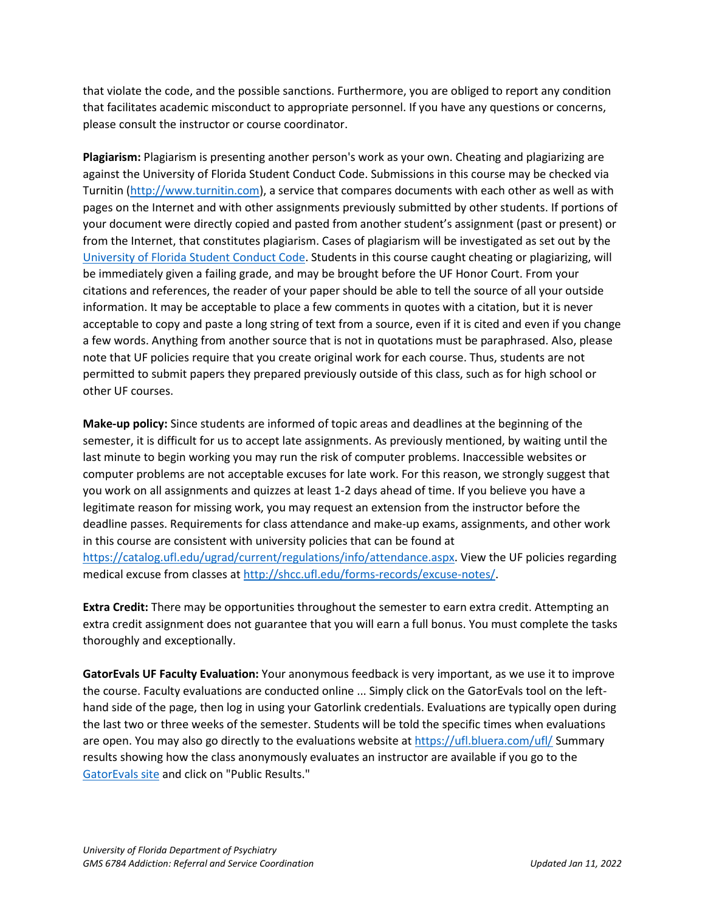that violate the code, and the possible sanctions. Furthermore, you are obliged to report any condition that facilitates academic misconduct to appropriate personnel. If you have any questions or concerns, please consult the instructor or course coordinator.

**Plagiarism:** Plagiarism is presenting another person's work as your own. Cheating and plagiarizing are against the University of Florida Student Conduct Code. Submissions in this course may be checked via Turnitin ([http://www.turnitin.com](http://www.turnitin.com)), a service that compares documents with each other as well as with pages on the Internet and with other assignments previously submitted by other students. If portions of your document were directly copied and pasted from another student's assignment (past or present) or from the Internet, that constitutes plagiarism. Cases of plagiarism will be investigated as set out by the University of Florida Student Conduct Code. Students in this course caught cheating or plagiarizing, will be immediately given a failing grade, and may be brought before the UF Honor Court. From your citations and references, the reader of your paper should be able to tell the source of all your outside information. It may be acceptable to place a few comments in quotes with a citation, but it is never acceptable to copy and paste a long string of text from a source, even if it is cited and even if you change a few words. Anything from another source that is not in quotations must be paraphrased. Also, please note that UF policies require that you create original work for each course. Thus, students are not permitted to submit papers they prepared previously outside of this class, such as for high school or other UF courses.

**Make-up policy:** Since students are informed of topic areas and deadlines at the beginning of the semester, it is difficult for us to accept late assignments. As previously mentioned, by waiting until the last minute to begin working you may run the risk of computer problems. Inaccessible websites or computer problems are not acceptable excuses for late work. For this reason, we strongly suggest that you work on all assignments and quizzes at least 1-2 days ahead of time. If you believe you have a legitimate reason for missing work, you may request an extension from the instructor before the deadline passes. Requirements for class attendance and make-up exams, assignments, and other work in this course are consistent with university policies that can be found at [https://catalog.ufl.edu/ugrad/current/regulations/info/attendance.aspx](https://catalog.ufl.edu/ugrad/current/regulations/info/attendance.aspx). View the UF policies regarding medical excuse from classes at [http://shcc.ufl.edu/forms-records/excuse-notes/](http://shcc.ufl.edu/forms-records/excuse-notes/).

**Extra Credit:** There may be opportunities throughout the semester to earn extra credit. Attempting an extra credit assignment does not guarantee that you will earn a full bonus. You must complete the tasks thoroughly and exceptionally.

**GatorEvals UF Faculty Evaluation:** Your anonymous feedback is very important, as we use it to improve the course. Faculty evaluations are conducted online ... Simply click on the GatorEvals tool on the left-hand side of the page, then log in using your Gatorlink credentials. Evaluations are typically open during the last two or three weeks of the semester. Students will be told the specific times when evaluations are open. You may also go directly to the evaluations website at [https://ufl.bluera.com/ufl/](https://ufl.bluera.com/ufl/) Summary results showing how the class anonymously evaluates an instructor are available if you go to the GatorEvals site and click on "Public Results."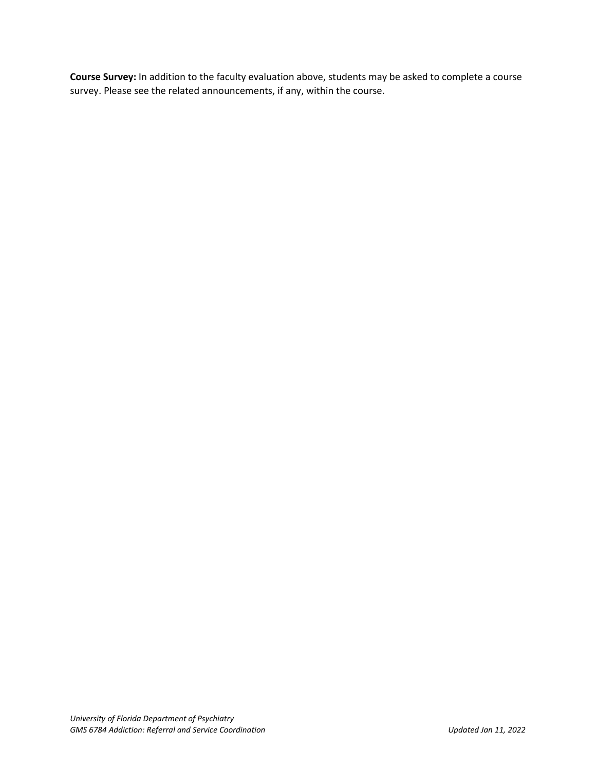**Course Survey:** In addition to the faculty evaluation above, students may be asked to complete a course survey. Please see the related announcements, if any, within the course.